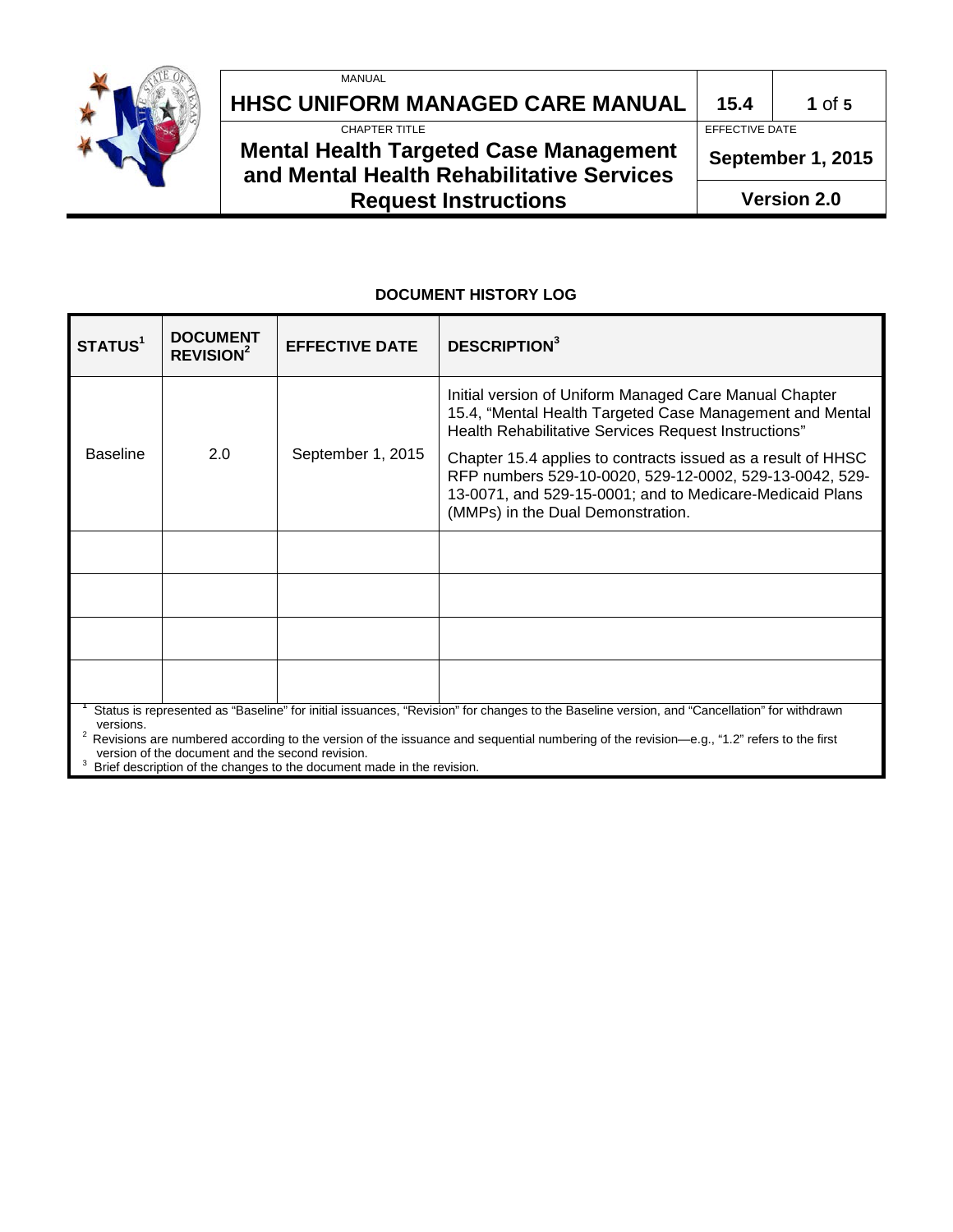# DOCUMENT HISTORY LOG

| STATUS[1] | DOCUMENT REVISION[2] | EFFECTIVE DATE | DESCRIPTION[3] |
|---|---|---|---|
| Baseline | 2.0 | September 1, 2015 | Initial version of Uniform Managed Care Manual Chapter 15.4, "Mental Health Targeted Case Management and Mental Health Rehabilitative Services Request Instructions"<br><br>Chapter 15.4 applies to contracts issued as a result of HHSC RFP numbers 529-10-0020, 529-12-0002, 529-13-0042, 529-13-0071, and 529-15-0001; and to Medicare-Medicaid Plans (MMPs) in the Dual Demonstration. |
| | | | |
| | | | |
| | | | |
| | | | |

[1] Status is represented as "Baseline" for initial issuances, "Revision" for changes to the Baseline version, and "Cancellation" for withdrawn versions.

[2] Revisions are numbered according to the version of the issuance and sequential numbering of the revision—e.g., "1.2" refers to the first version of the document and the second revision.

[3] Brief description of the changes to the document made in the revision.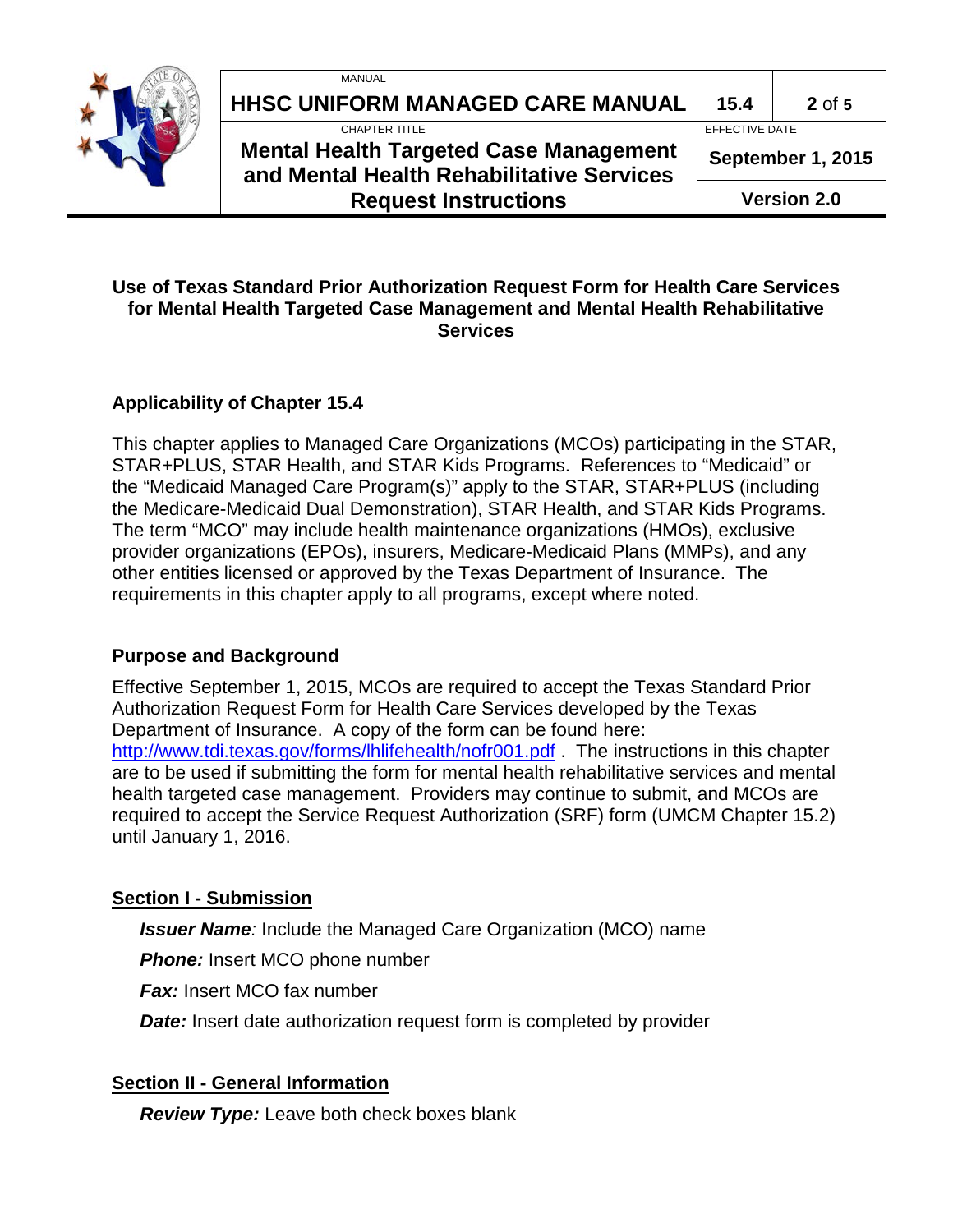### Use of Texas Standard Prior Authorization Request Form for Health Care Services for Mental Health Targeted Case Management and Mental Health Rehabilitative Services

## Applicability of Chapter 15.4

This chapter applies to Managed Care Organizations (MCOs) participating in the STAR, STAR+PLUS, STAR Health, and STAR Kids Programs. References to "Medicaid" or the "Medicaid Managed Care Program(s)" apply to the STAR, STAR+PLUS (including the Medicare-Medicaid Dual Demonstration), STAR Health, and STAR Kids Programs. The term "MCO" may include health maintenance organizations (HMOs), exclusive provider organizations (EPOs), insurers, Medicare-Medicaid Plans (MMPs), and any other entities licensed or approved by the Texas Department of Insurance. The requirements in this chapter apply to all programs, except where noted.

## Purpose and Background

Effective September 1, 2015, MCOs are required to accept the Texas Standard Prior Authorization Request Form for Health Care Services developed by the Texas Department of Insurance. A copy of the form can be found here: http://www.tdi.texas.gov/forms/lhlifehealth/nofr001.pdf . The instructions in this chapter are to be used if submitting the form for mental health rehabilitative services and mental health targeted case management. Providers may continue to submit, and MCOs are required to accept the Service Request Authorization (SRF) form (UMCM Chapter 15.2) until January 1, 2016.

## Section I - Submission

***Issuer Name****:* Include the Managed Care Organization (MCO) name

***Phone:*** Insert MCO phone number

***Fax:*** Insert MCO fax number

***Date:*** Insert date authorization request form is completed by provider

## Section II - General Information

***Review Type:*** Leave both check boxes blank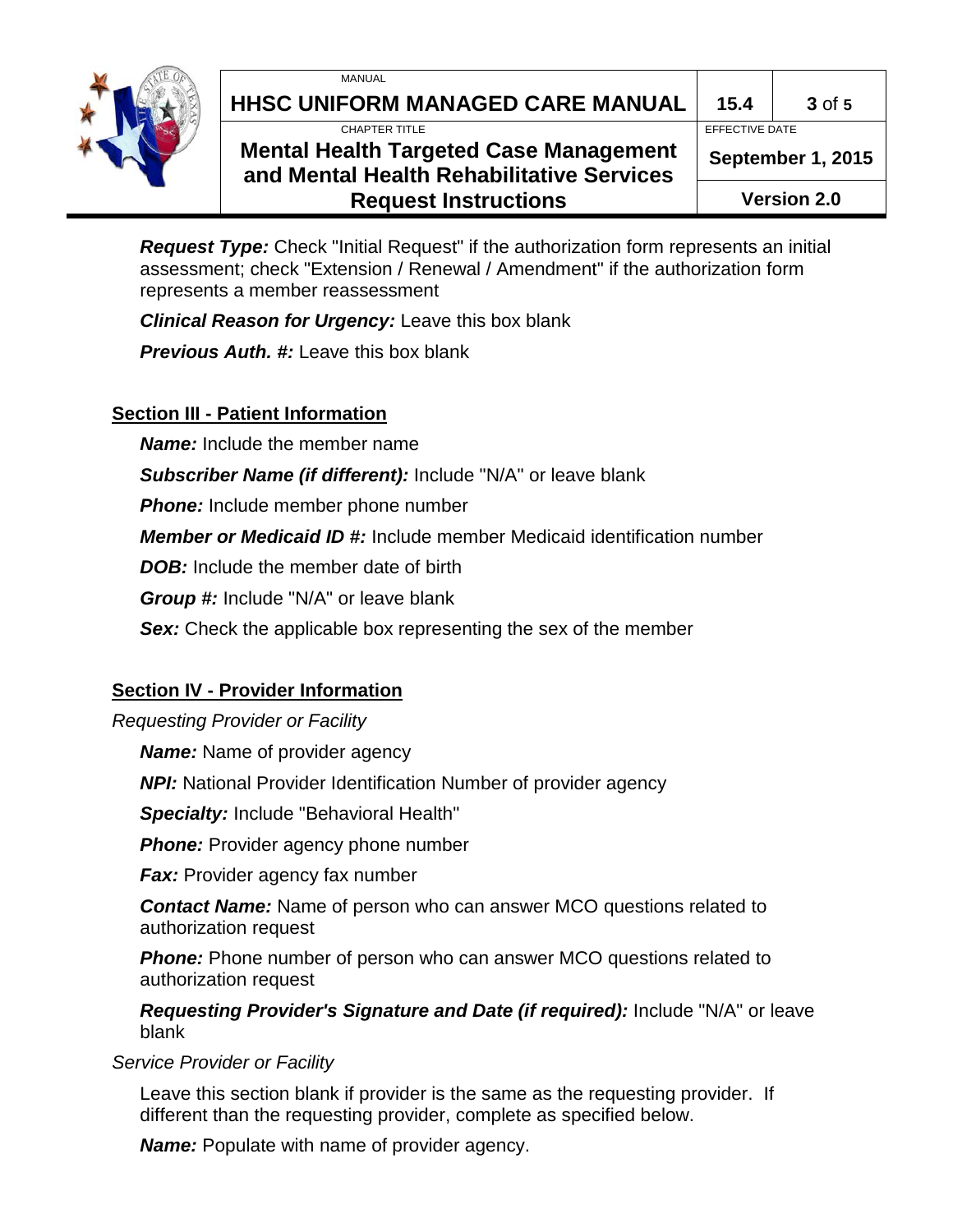***Request Type:*** Check "Initial Request" if the authorization form represents an initial assessment; check "Extension / Renewal / Amendment" if the authorization form represents a member reassessment

***Clinical Reason for Urgency:*** Leave this box blank

***Previous Auth. #:*** Leave this box blank

## Section III - Patient Information

***Name:*** Include the member name

***Subscriber Name (if different):*** Include "N/A" or leave blank

***Phone:*** Include member phone number

***Member or Medicaid ID #:*** Include member Medicaid identification number

***DOB:*** Include the member date of birth

***Group #:*** Include "N/A" or leave blank

***Sex:*** Check the applicable box representing the sex of the member

## Section IV - Provider Information

*Requesting Provider or Facility*

***Name:*** Name of provider agency

***NPI:*** National Provider Identification Number of provider agency

***Specialty:*** Include "Behavioral Health"

***Phone:*** Provider agency phone number

***Fax:*** Provider agency fax number

***Contact Name:*** Name of person who can answer MCO questions related to authorization request

***Phone:*** Phone number of person who can answer MCO questions related to authorization request

***Requesting Provider's Signature and Date (if required):*** Include "N/A" or leave blank

*Service Provider or Facility*

Leave this section blank if provider is the same as the requesting provider. If different than the requesting provider, complete as specified below.

***Name:*** Populate with name of provider agency.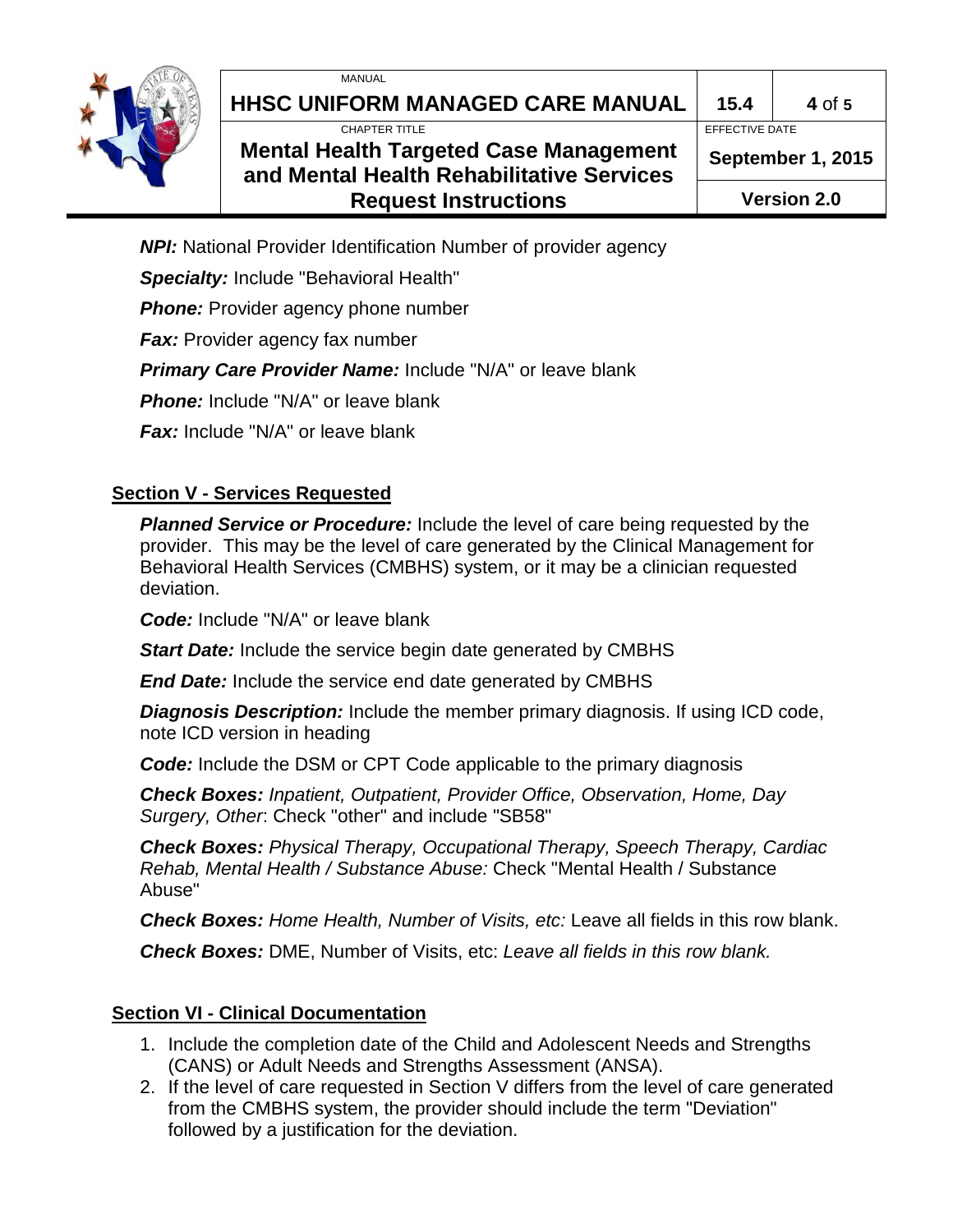***NPI:*** National Provider Identification Number of provider agency

***Specialty:*** Include "Behavioral Health"

***Phone:*** Provider agency phone number

***Fax:*** Provider agency fax number

***Primary Care Provider Name:*** Include "N/A" or leave blank

***Phone:*** Include "N/A" or leave blank

***Fax:*** Include "N/A" or leave blank

## Section V - Services Requested

***Planned Service or Procedure:*** Include the level of care being requested by the provider. This may be the level of care generated by the Clinical Management for Behavioral Health Services (CMBHS) system, or it may be a clinician requested deviation.

***Code:*** Include "N/A" or leave blank

***Start Date:*** Include the service begin date generated by CMBHS

***End Date:*** Include the service end date generated by CMBHS

***Diagnosis Description:*** Include the member primary diagnosis. If using ICD code, note ICD version in heading

***Code:*** Include the DSM or CPT Code applicable to the primary diagnosis

***Check Boxes:*** *Inpatient, Outpatient, Provider Office, Observation, Home, Day Surgery, Other*: Check "other" and include "SB58"

***Check Boxes:*** *Physical Therapy, Occupational Therapy, Speech Therapy, Cardiac Rehab, Mental Health / Substance Abuse:* Check "Mental Health / Substance Abuse"

***Check Boxes:*** *Home Health, Number of Visits, etc:* Leave all fields in this row blank.

***Check Boxes:*** DME, Number of Visits, etc: *Leave all fields in this row blank.*

## Section VI - Clinical Documentation

1. Include the completion date of the Child and Adolescent Needs and Strengths (CANS) or Adult Needs and Strengths Assessment (ANSA).
2. If the level of care requested in Section V differs from the level of care generated from the CMBHS system, the provider should include the term "Deviation" followed by a justification for the deviation.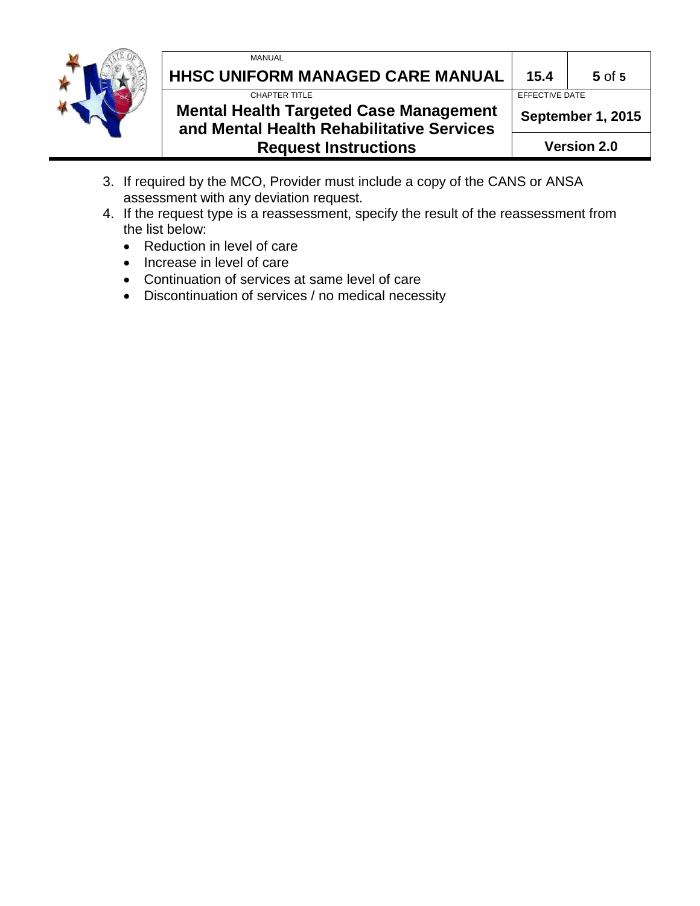3. If required by the MCO, Provider must include a copy of the CANS or ANSA assessment with any deviation request.
4. If the request type is a reassessment, specify the result of the reassessment from the list below:
   - Reduction in level of care
   - Increase in level of care
   - Continuation of services at same level of care
   - Discontinuation of services / no medical necessity